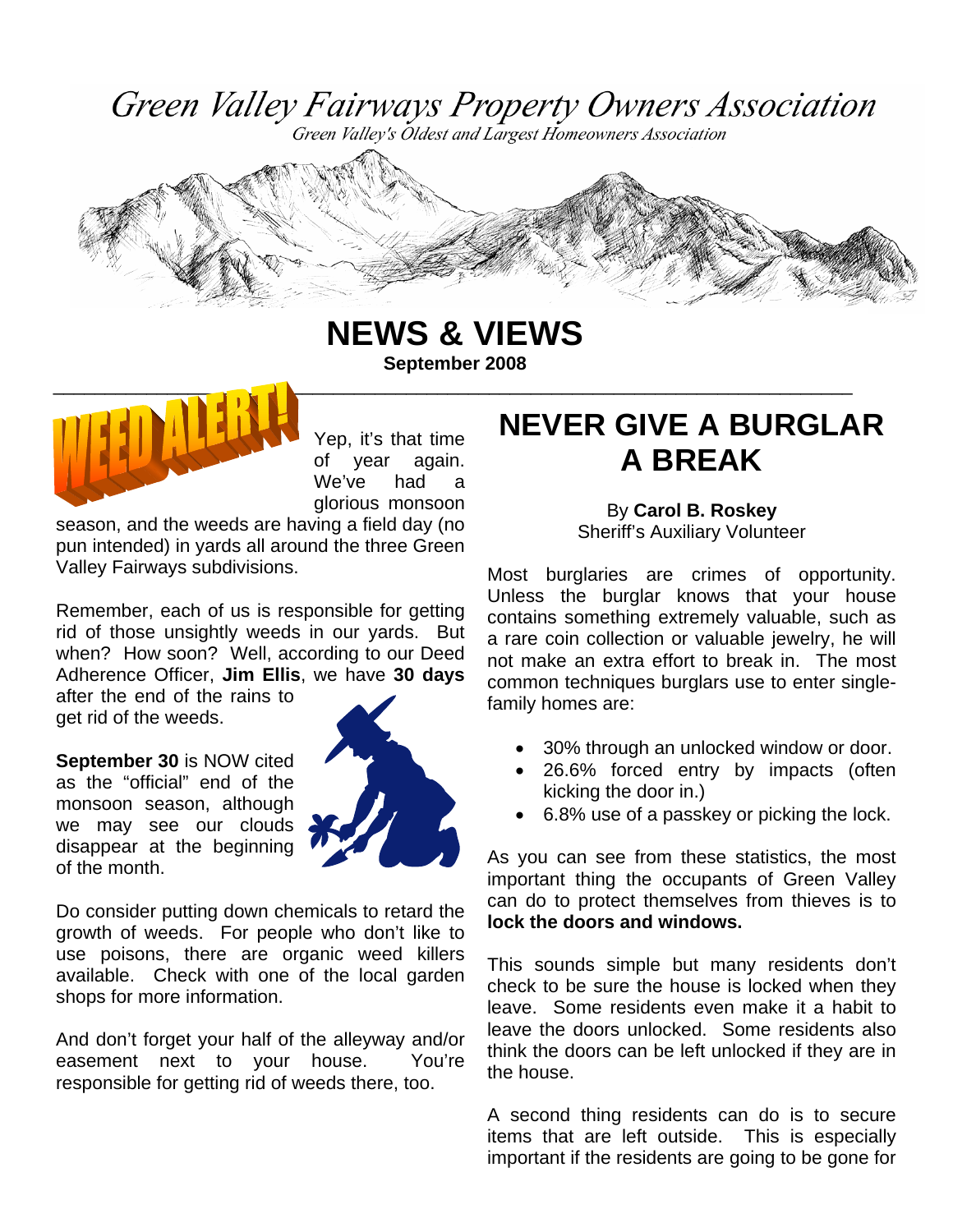# Green Valley Fairways Property Owners Association

*Green Valley's Oldest and Largest Homeowners Association*

## NEWS & VIEWS

**September 2008**

## WEED ALERT!

Yep, it's that time of year again. We've had a glorious monsoon season, and the weeds are having a field day (no pun intended) in yards all around the three Green Valley Fairways subdivisions.

Remember, each of us is responsible for getting rid of those unsightly weeds in our yards. But when? How soon? Well, according to our Deed Adherence Officer, **Jim Ellis**, we have **30 days** after the end of the rains to get rid of the weeds.

**September 30** is NOW cited as the "official" end of the monsoon season, although we may see our clouds disappear at the beginning of the month.

Do consider putting down chemicals to retard the growth of weeds. For people who don't like to use poisons, there are organic weed killers available. Check with one of the local garden shops for more information.

And don't forget your half of the alleyway and/or easement next to your house. You're responsible for getting rid of weeds there, too.

## NEVER GIVE A BURGLAR A BREAK

By **Carol B. Roskey**
Sheriff's Auxiliary Volunteer

Most burglaries are crimes of opportunity. Unless the burglar knows that your house contains something extremely valuable, such as a rare coin collection or valuable jewelry, he will not make an extra effort to break in. The most common techniques burglars use to enter single-family homes are:

- 30% through an unlocked window or door.
- 26.6% forced entry by impacts (often kicking the door in.)
- 6.8% use of a passkey or picking the lock.

As you can see from these statistics, the most important thing the occupants of Green Valley can do to protect themselves from thieves is to **lock the doors and windows.**

This sounds simple but many residents don't check to be sure the house is locked when they leave. Some residents even make it a habit to leave the doors unlocked. Some residents also think the doors can be left unlocked if they are in the house.

A second thing residents can do is to secure items that are left outside. This is especially important if the residents are going to be gone for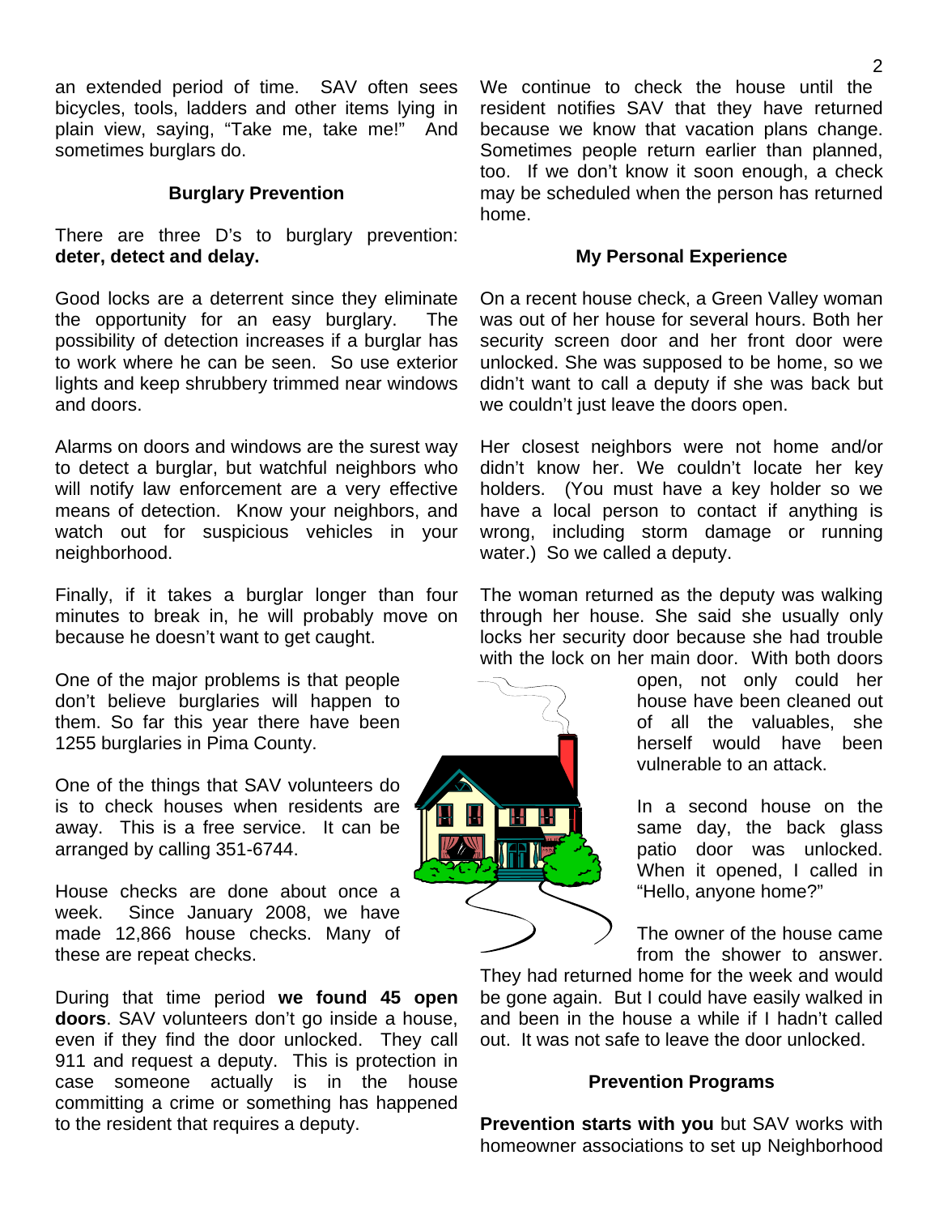an extended period of time. SAV often sees bicycles, tools, ladders and other items lying in plain view, saying, "Take me, take me!" And sometimes burglars do.

### Burglary Prevention

There are three D's to burglary prevention: **deter, detect and delay.**

Good locks are a deterrent since they eliminate the opportunity for an easy burglary. The possibility of detection increases if a burglar has to work where he can be seen. So use exterior lights and keep shrubbery trimmed near windows and doors.

Alarms on doors and windows are the surest way to detect a burglar, but watchful neighbors who will notify law enforcement are a very effective means of detection. Know your neighbors, and watch out for suspicious vehicles in your neighborhood.

Finally, if it takes a burglar longer than four minutes to break in, he will probably move on because he doesn't want to get caught.

One of the major problems is that people don't believe burglaries will happen to them. So far this year there have been 1255 burglaries in Pima County.

One of the things that SAV volunteers do is to check houses when residents are away. This is a free service. It can be arranged by calling 351-6744.

House checks are done about once a week. Since January 2008, we have made 12,866 house checks. Many of these are repeat checks.

During that time period **we found 45 open doors**. SAV volunteers don't go inside a house, even if they find the door unlocked. They call 911 and request a deputy. This is protection in case someone actually is in the house committing a crime or something has happened to the resident that requires a deputy.

We continue to check the house until the resident notifies SAV that they have returned because we know that vacation plans change. Sometimes people return earlier than planned, too. If we don't know it soon enough, a check may be scheduled when the person has returned home.

### My Personal Experience

On a recent house check, a Green Valley woman was out of her house for several hours. Both her security screen door and her front door were unlocked. She was supposed to be home, so we didn't want to call a deputy if she was back but we couldn't just leave the doors open.

Her closest neighbors were not home and/or didn't know her. We couldn't locate her key holders. (You must have a key holder so we have a local person to contact if anything is wrong, including storm damage or running water.) So we called a deputy.

The woman returned as the deputy was walking through her house. She said she usually only locks her security door because she had trouble with the lock on her main door. With both doors open, not only could her house have been cleaned out of all the valuables, she herself would have been vulnerable to an attack.

In a second house on the same day, the back glass patio door was unlocked. When it opened, I called in "Hello, anyone home?"

The owner of the house came from the shower to answer. They had returned home for the week and would be gone again. But I could have easily walked in and been in the house a while if I hadn't called out. It was not safe to leave the door unlocked.

### Prevention Programs

**Prevention starts with you** but SAV works with homeowner associations to set up Neighborhood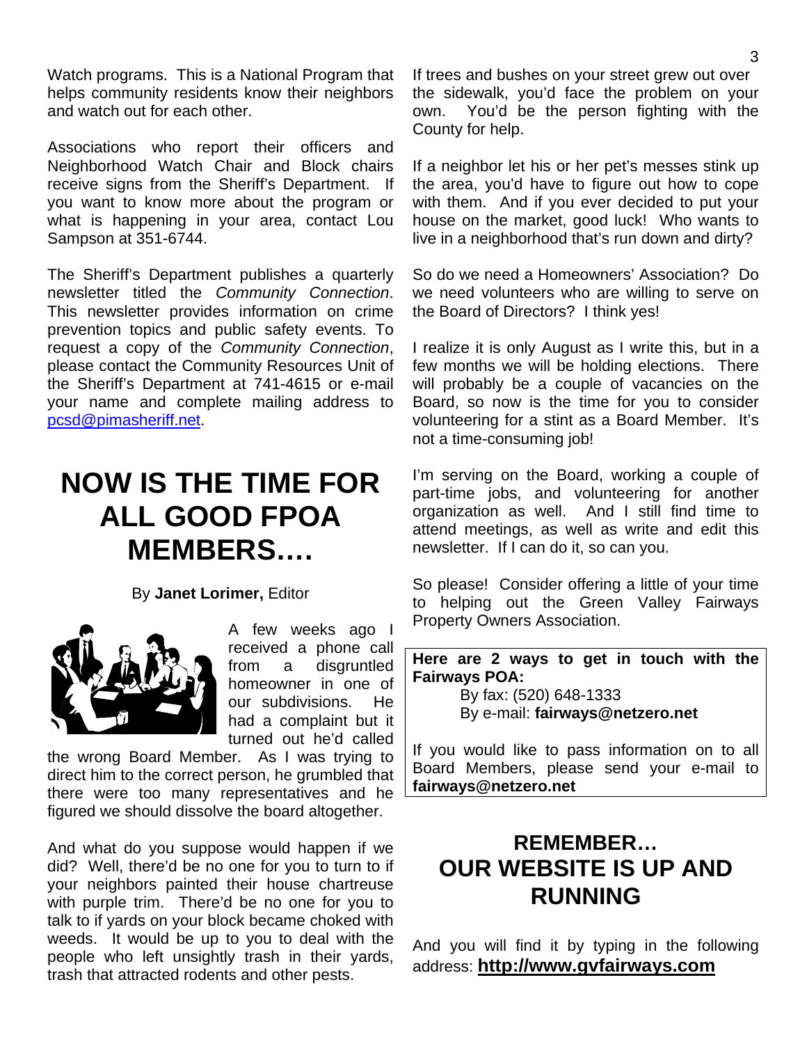Watch programs. This is a National Program that helps community residents know their neighbors and watch out for each other.

Associations who report their officers and Neighborhood Watch Chair and Block chairs receive signs from the Sheriff's Department. If you want to know more about the program or what is happening in your area, contact Lou Sampson at 351-6744.

The Sheriff's Department publishes a quarterly newsletter titled the *Community Connection*. This newsletter provides information on crime prevention topics and public safety events. To request a copy of the *Community Connection*, please contact the Community Resources Unit of the Sheriff's Department at 741-4615 or e-mail your name and complete mailing address to pcsd@pimasheriff.net.

# NOW IS THE TIME FOR ALL GOOD FPOA MEMBERS….

By **Janet Lorimer,** Editor

A few weeks ago I received a phone call from a disgruntled homeowner in one of our subdivisions. He had a complaint but it turned out he'd called the wrong Board Member. As I was trying to direct him to the correct person, he grumbled that there were too many representatives and he figured we should dissolve the board altogether.

And what do you suppose would happen if we did? Well, there'd be no one for you to turn to if your neighbors painted their house chartreuse with purple trim. There'd be no one for you to talk to if yards on your block became choked with weeds. It would be up to you to deal with the people who left unsightly trash in their yards, trash that attracted rodents and other pests.

If trees and bushes on your street grew out over the sidewalk, you'd face the problem on your own. You'd be the person fighting with the County for help.

If a neighbor let his or her pet's messes stink up the area, you'd have to figure out how to cope with them. And if you ever decided to put your house on the market, good luck! Who wants to live in a neighborhood that's run down and dirty?

So do we need a Homeowners' Association? Do we need volunteers who are willing to serve on the Board of Directors? I think yes!

I realize it is only August as I write this, but in a few months we will be holding elections. There will probably be a couple of vacancies on the Board, so now is the time for you to consider volunteering for a stint as a Board Member. It's not a time-consuming job!

I'm serving on the Board, working a couple of part-time jobs, and volunteering for another organization as well. And I still find time to attend meetings, as well as write and edit this newsletter. If I can do it, so can you.

So please! Consider offering a little of your time to helping out the Green Valley Fairways Property Owners Association.

**Here are 2 ways to get in touch with the Fairways POA:**

By fax: (520) 648-1333
By e-mail: **fairways@netzero.net**

If you would like to pass information on to all Board Members, please send your e-mail to **fairways@netzero.net**

## REMEMBER… OUR WEBSITE IS UP AND RUNNING

And you will find it by typing in the following address: **http://www.gvfairways.com**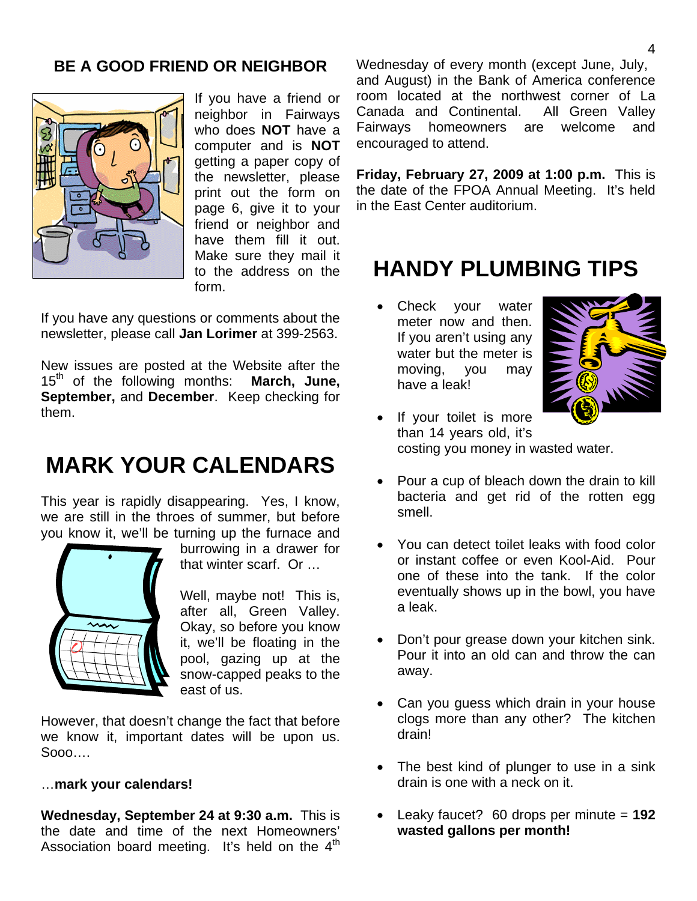## BE A GOOD FRIEND OR NEIGHBOR

If you have a friend or neighbor in Fairways who does **NOT** have a computer and is **NOT** getting a paper copy of the newsletter, please print out the form on page 6, give it to your friend or neighbor and have them fill it out. Make sure they mail it to the address on the form.

If you have any questions or comments about the newsletter, please call **Jan Lorimer** at 399-2563.

New issues are posted at the Website after the 15th of the following months: **March, June, September,** and **December**. Keep checking for them.

# MARK YOUR CALENDARS

This year is rapidly disappearing. Yes, I know, we are still in the throes of summer, but before you know it, we'll be turning up the furnace and burrowing in a drawer for that winter scarf. Or …

Well, maybe not! This is, after all, Green Valley. Okay, so before you know it, we'll be floating in the pool, gazing up at the snow-capped peaks to the east of us.

However, that doesn't change the fact that before we know it, important dates will be upon us. Sooo….

…**mark your calendars!**

**Wednesday, September 24 at 9:30 a.m.** This is the date and time of the next Homeowners' Association board meeting. It's held on the 4th Wednesday of every month (except June, July, and August) in the Bank of America conference room located at the northwest corner of La Canada and Continental. All Green Valley Fairways homeowners are welcome and encouraged to attend.

**Friday, February 27, 2009 at 1:00 p.m.** This is the date of the FPOA Annual Meeting. It's held in the East Center auditorium.

# HANDY PLUMBING TIPS

- Check your water meter now and then. If you aren't using any water but the meter is moving, you may have a leak!
- If your toilet is more than 14 years old, it's costing you money in wasted water.
- Pour a cup of bleach down the drain to kill bacteria and get rid of the rotten egg smell.
- You can detect toilet leaks with food color or instant coffee or even Kool-Aid. Pour one of these into the tank. If the color eventually shows up in the bowl, you have a leak.
- Don't pour grease down your kitchen sink. Pour it into an old can and throw the can away.
- Can you guess which drain in your house clogs more than any other? The kitchen drain!
- The best kind of plunger to use in a sink drain is one with a neck on it.
- Leaky faucet? 60 drops per minute = **192 wasted gallons per month!**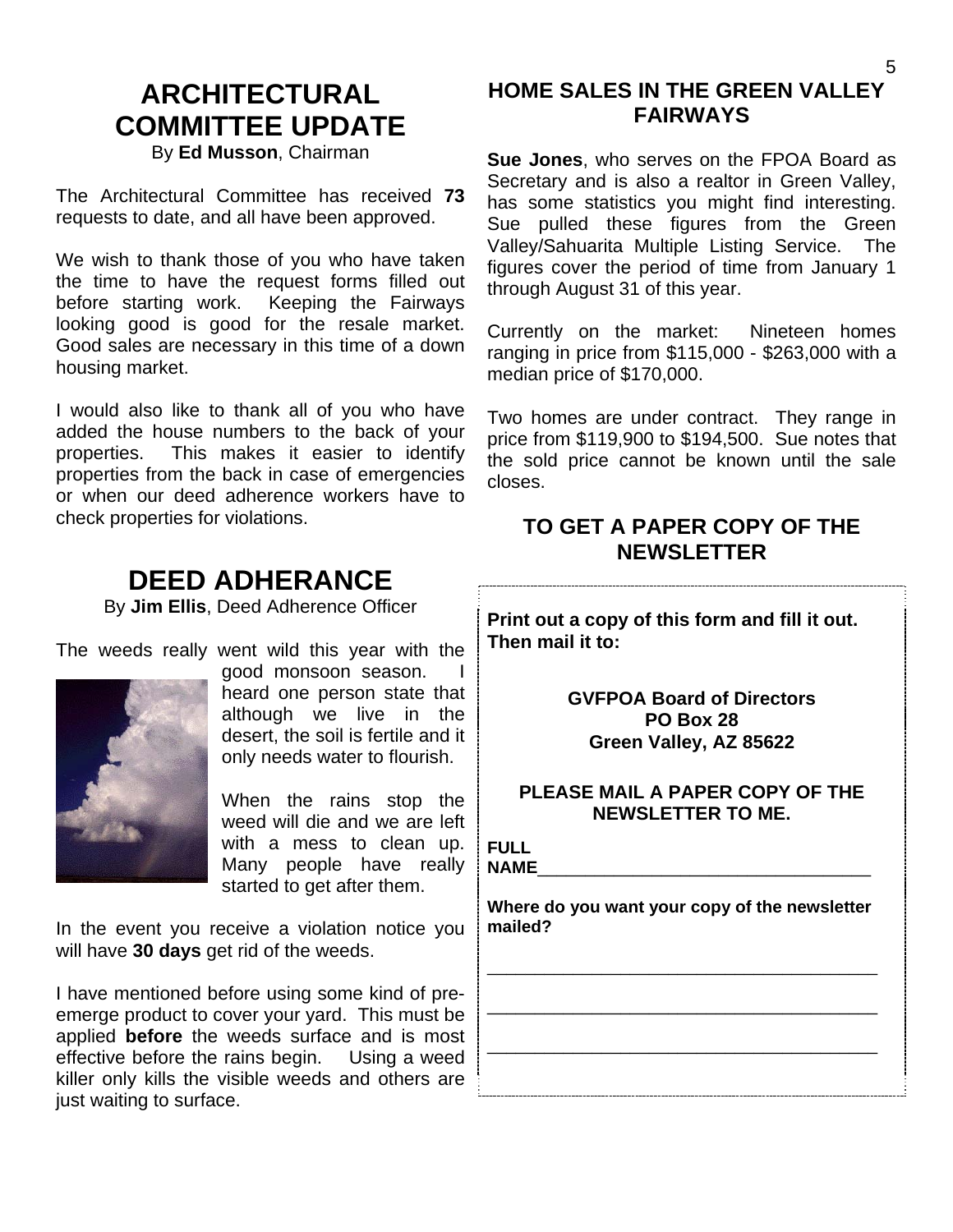## ARCHITECTURAL COMMITTEE UPDATE

By **Ed Musson**, Chairman

The Architectural Committee has received **73** requests to date, and all have been approved.

We wish to thank those of you who have taken the time to have the request forms filled out before starting work. Keeping the Fairways looking good is good for the resale market. Good sales are necessary in this time of a down housing market.

I would also like to thank all of you who have added the house numbers to the back of your properties. This makes it easier to identify properties from the back in case of emergencies or when our deed adherence workers have to check properties for violations.

## DEED ADHERANCE

By **Jim Ellis**, Deed Adherence Officer

The weeds really went wild this year with the good monsoon season. I heard one person state that although we live in the desert, the soil is fertile and it only needs water to flourish.

When the rains stop the weed will die and we are left with a mess to clean up. Many people have really started to get after them.

In the event you receive a violation notice you will have **30 days** get rid of the weeds.

I have mentioned before using some kind of pre-emerge product to cover your yard. This must be applied **before** the weeds surface and is most effective before the rains begin. Using a weed killer only kills the visible weeds and others are just waiting to surface.

## HOME SALES IN THE GREEN VALLEY FAIRWAYS

**Sue Jones**, who serves on the FPOA Board as Secretary and is also a realtor in Green Valley, has some statistics you might find interesting. Sue pulled these figures from the Green Valley/Sahuarita Multiple Listing Service. The figures cover the period of time from January 1 through August 31 of this year.

Currently on the market: Nineteen homes ranging in price from $115,000 - $263,000 with a median price of $170,000.

Two homes are under contract. They range in price from $119,900 to $194,500. Sue notes that the sold price cannot be known until the sale closes.

## TO GET A PAPER COPY OF THE NEWSLETTER

**Print out a copy of this form and fill it out. Then mail it to:**

**GVFPOA Board of Directors**
**PO Box 28**
**Green Valley, AZ 85622**

**PLEASE MAIL A PAPER COPY OF THE NEWSLETTER TO ME.**

**FULL NAME**\_\_\_\_\_\_\_\_\_\_\_\_\_\_\_\_\_\_\_\_\_\_\_\_\_\_\_\_\_\_\_\_\_\_

**Where do you want your copy of the newsletter mailed?**

\_\_\_\_\_\_\_\_\_\_\_\_\_\_\_\_\_\_\_\_\_\_\_\_\_\_\_\_\_\_\_\_\_\_\_\_\_\_\_\_

\_\_\_\_\_\_\_\_\_\_\_\_\_\_\_\_\_\_\_\_\_\_\_\_\_\_\_\_\_\_\_\_\_\_\_\_\_\_\_\_

\_\_\_\_\_\_\_\_\_\_\_\_\_\_\_\_\_\_\_\_\_\_\_\_\_\_\_\_\_\_\_\_\_\_\_\_\_\_\_\_